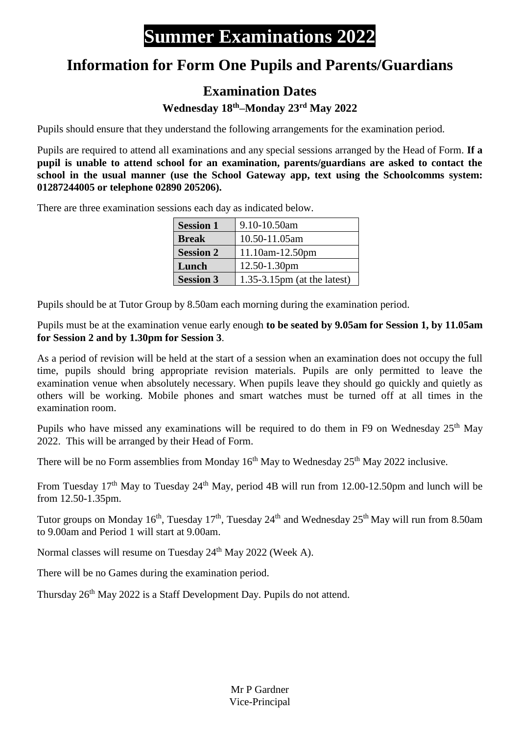# Summer Examinations 2022

## Information for Form One Pupils and Parents/Guardians

### Examination Dates

**Wednesday 18th–Monday 23rd May 2022**

Pupils should ensure that they understand the following arrangements for the examination period.

Pupils are required to attend all examinations and any special sessions arranged by the Head of Form. **If a pupil is unable to attend school for an examination, parents/guardians are asked to contact the school in the usual manner (use the School Gateway app, text using the Schoolcomms system: 01287244005 or telephone 02890 205206).**

There are three examination sessions each day as indicated below.

| | |
|---|---|
| **Session 1** | 9.10-10.50am |
| **Break** | 10.50-11.05am |
| **Session 2** | 11.10am-12.50pm |
| **Lunch** | 12.50-1.30pm |
| **Session 3** | 1.35-3.15pm (at the latest) |

Pupils should be at Tutor Group by 8.50am each morning during the examination period.

Pupils must be at the examination venue early enough **to be seated by 9.05am for Session 1, by 11.05am for Session 2 and by 1.30pm for Session 3**.

As a period of revision will be held at the start of a session when an examination does not occupy the full time, pupils should bring appropriate revision materials. Pupils are only permitted to leave the examination venue when absolutely necessary. When pupils leave they should go quickly and quietly as others will be working. Mobile phones and smart watches must be turned off at all times in the examination room.

Pupils who have missed any examinations will be required to do them in F9 on Wednesday 25th May 2022. This will be arranged by their Head of Form.

There will be no Form assemblies from Monday 16th May to Wednesday 25th May 2022 inclusive.

From Tuesday 17th May to Tuesday 24th May, period 4B will run from 12.00-12.50pm and lunch will be from 12.50-1.35pm.

Tutor groups on Monday 16th, Tuesday 17th, Tuesday 24th and Wednesday 25th May will run from 8.50am to 9.00am and Period 1 will start at 9.00am.

Normal classes will resume on Tuesday 24th May 2022 (Week A).

There will be no Games during the examination period.

Thursday 26th May 2022 is a Staff Development Day. Pupils do not attend.

Mr P Gardner
Vice-Principal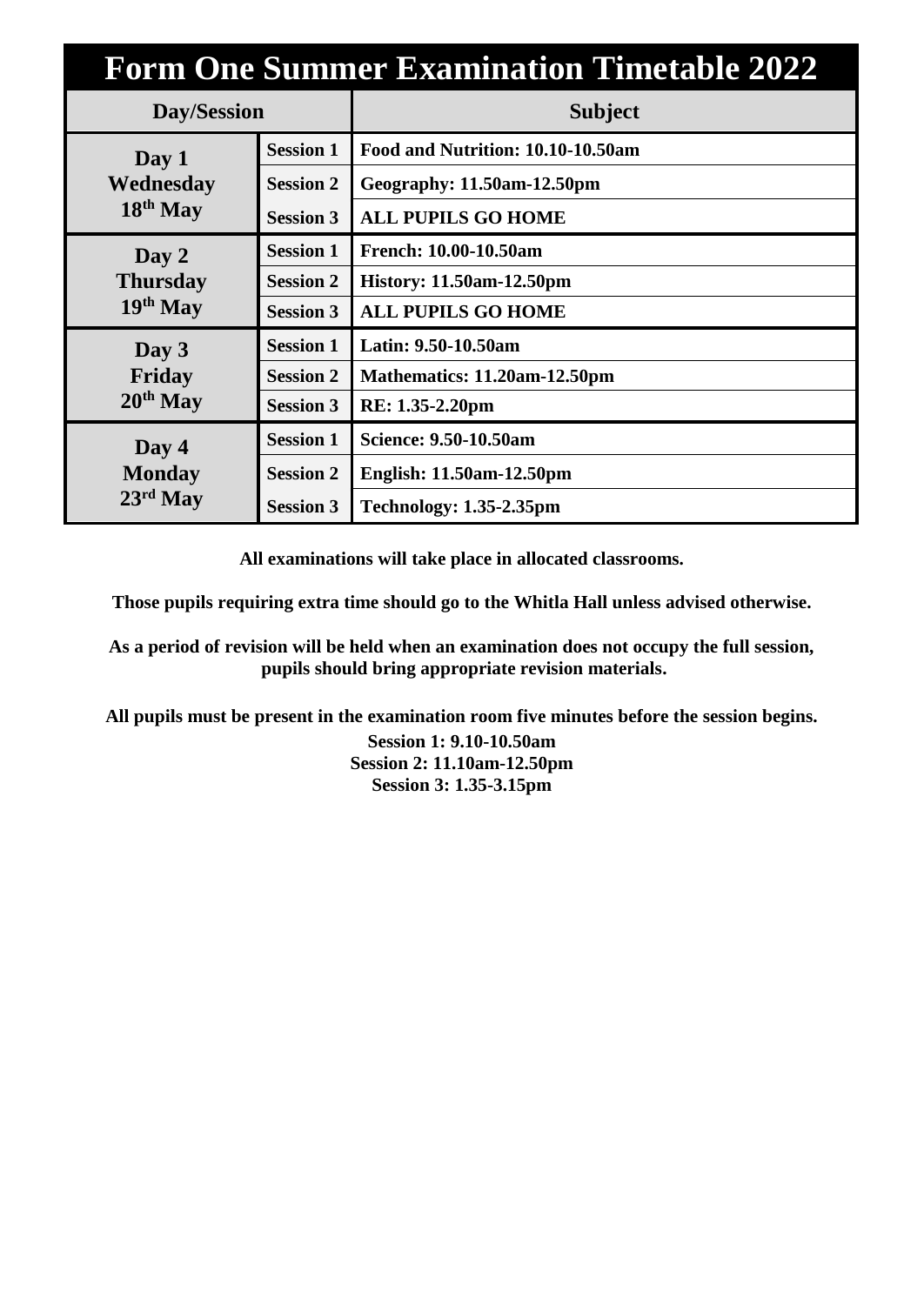# Form One Summer Examination Timetable 2022

| Day/Session | | Subject |
|---|---|---|
| **Day 1 Wednesday 18th May** | **Session 1** | **Food and Nutrition: 10.10-10.50am** |
| | **Session 2** | **Geography: 11.50am-12.50pm** |
| | **Session 3** | **ALL PUPILS GO HOME** |
| **Day 2 Thursday 19th May** | **Session 1** | **French: 10.00-10.50am** |
| | **Session 2** | **History: 11.50am-12.50pm** |
| | **Session 3** | **ALL PUPILS GO HOME** |
| **Day 3 Friday 20th May** | **Session 1** | **Latin: 9.50-10.50am** |
| | **Session 2** | **Mathematics: 11.20am-12.50pm** |
| | **Session 3** | **RE: 1.35-2.20pm** |
| **Day 4 Monday 23rd May** | **Session 1** | **Science: 9.50-10.50am** |
| | **Session 2** | **English: 11.50am-12.50pm** |
| | **Session 3** | **Technology: 1.35-2.35pm** |

**All examinations will take place in allocated classrooms.**

**Those pupils requiring extra time should go to the Whitla Hall unless advised otherwise.**

**As a period of revision will be held when an examination does not occupy the full session, pupils should bring appropriate revision materials.**

**All pupils must be present in the examination room five minutes before the session begins.**

**Session 1: 9.10-10.50am**
**Session 2: 11.10am-12.50pm**
**Session 3: 1.35-3.15pm**